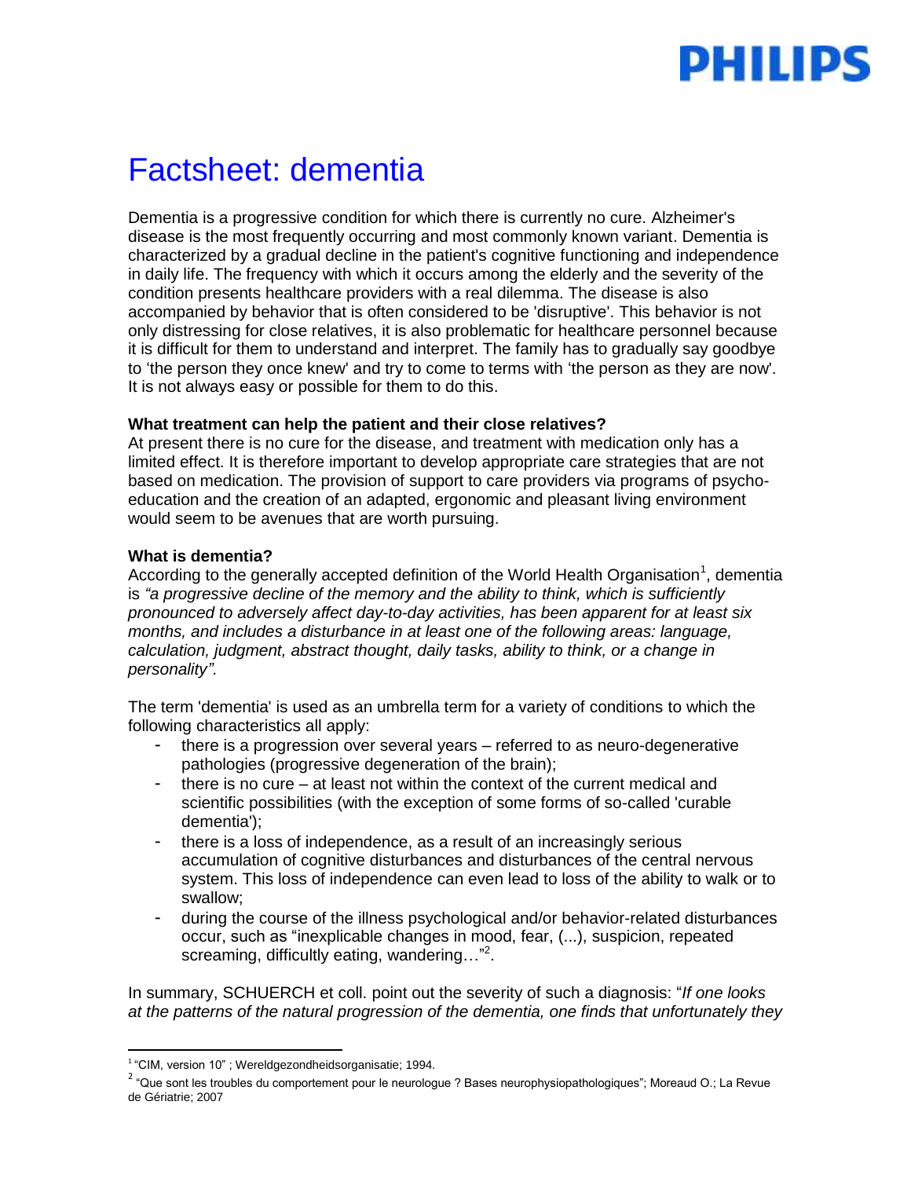# Factsheet: dementia

Dementia is a progressive condition for which there is currently no cure. Alzheimer's disease is the most frequently occurring and most commonly known variant. Dementia is characterized by a gradual decline in the patient's cognitive functioning and independence in daily life. The frequency with which it occurs among the elderly and the severity of the condition presents healthcare providers with a real dilemma. The disease is also accompanied by behavior that is often considered to be 'disruptive'. This behavior is not only distressing for close relatives, it is also problematic for healthcare personnel because it is difficult for them to understand and interpret. The family has to gradually say goodbye to 'the person they once knew' and try to come to terms with 'the person as they are now'. It is not always easy or possible for them to do this.

**What treatment can help the patient and their close relatives?**

At present there is no cure for the disease, and treatment with medication only has a limited effect. It is therefore important to develop appropriate care strategies that are not based on medication. The provision of support to care providers via programs of psycho-education and the creation of an adapted, ergonomic and pleasant living environment would seem to be avenues that are worth pursuing.

**What is dementia?**

According to the generally accepted definition of the World Health Organisation[1], dementia is *"a progressive decline of the memory and the ability to think, which is sufficiently pronounced to adversely affect day-to-day activities, has been apparent for at least six months, and includes a disturbance in at least one of the following areas: language, calculation, judgment, abstract thought, daily tasks, ability to think, or a change in personality"*.

The term 'dementia' is used as an umbrella term for a variety of conditions to which the following characteristics all apply:

- there is a progression over several years – referred to as neuro-degenerative pathologies (progressive degeneration of the brain);
- there is no cure – at least not within the context of the current medical and scientific possibilities (with the exception of some forms of so-called 'curable dementia');
- there is a loss of independence, as a result of an increasingly serious accumulation of cognitive disturbances and disturbances of the central nervous system. This loss of independence can even lead to loss of the ability to walk or to swallow;
- during the course of the illness psychological and/or behavior-related disturbances occur, such as "inexplicable changes in mood, fear, (...), suspicion, repeated screaming, difficultly eating, wandering…"[2].

In summary, SCHUERCH et coll. point out the severity of such a diagnosis: "*If one looks at the patterns of the natural progression of the dementia, one finds that unfortunately they*

---

[1] "CIM, version 10" ; Wereldgezondheidsorganisatie; 1994.

[2] "Que sont les troubles du comportement pour le neurologue ? Bases neurophysiopathologiques"; Moreaud O.; La Revue de Gériatrie; 2007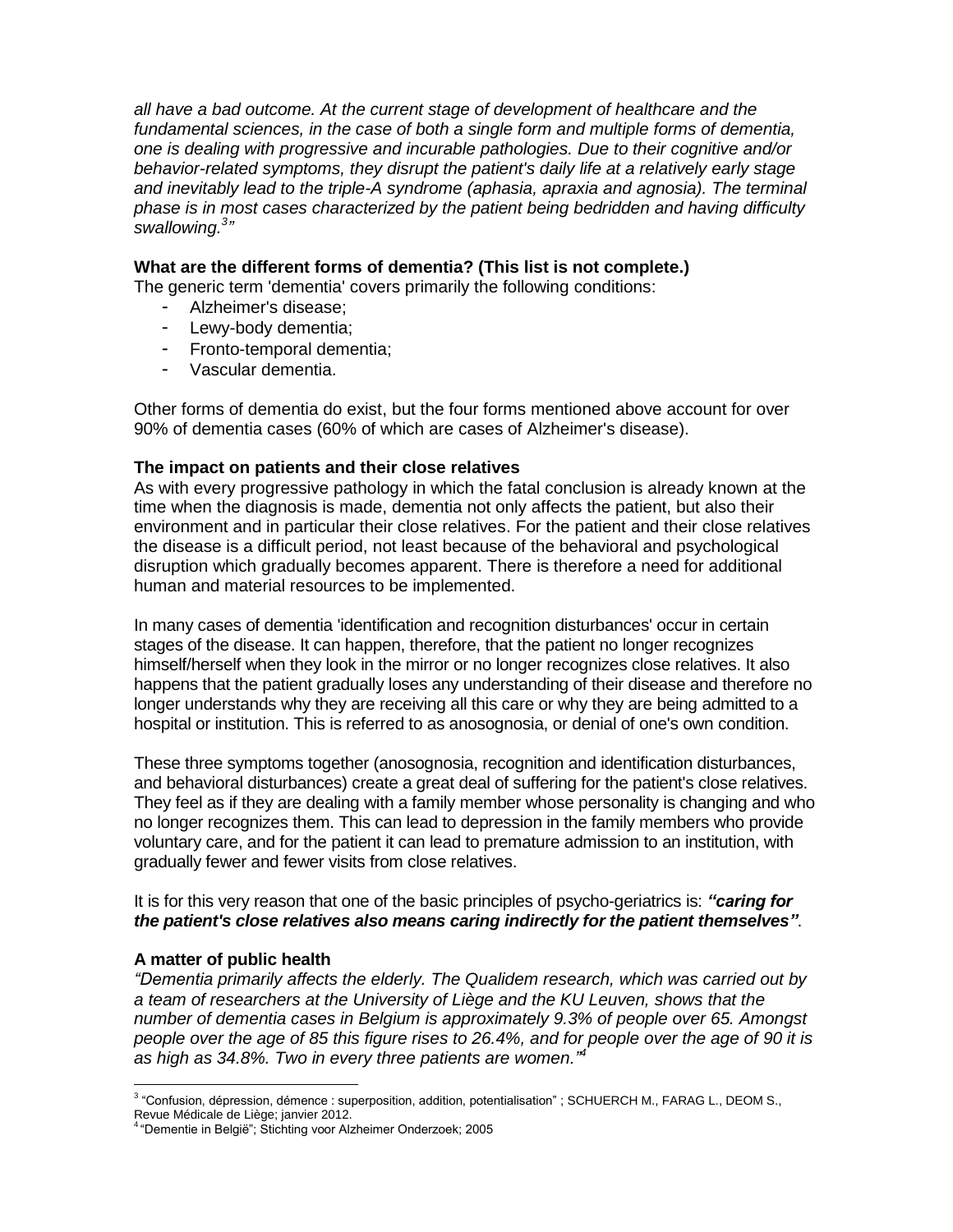*all have a bad outcome. At the current stage of development of healthcare and the fundamental sciences, in the case of both a single form and multiple forms of dementia, one is dealing with progressive and incurable pathologies. Due to their cognitive and/or behavior-related symptoms, they disrupt the patient's daily life at a relatively early stage and inevitably lead to the triple-A syndrome (aphasia, apraxia and agnosia). The terminal phase is in most cases characterized by the patient being bedridden and having difficulty swallowing.[3]"*

**What are the different forms of dementia? (This list is not complete.)**

The generic term 'dementia' covers primarily the following conditions:

- Alzheimer's disease;
- Lewy-body dementia;
- Fronto-temporal dementia;
- Vascular dementia.

Other forms of dementia do exist, but the four forms mentioned above account for over 90% of dementia cases (60% of which are cases of Alzheimer's disease).

**The impact on patients and their close relatives**

As with every progressive pathology in which the fatal conclusion is already known at the time when the diagnosis is made, dementia not only affects the patient, but also their environment and in particular their close relatives. For the patient and their close relatives the disease is a difficult period, not least because of the behavioral and psychological disruption which gradually becomes apparent. There is therefore a need for additional human and material resources to be implemented.

In many cases of dementia 'identification and recognition disturbances' occur in certain stages of the disease. It can happen, therefore, that the patient no longer recognizes himself/herself when they look in the mirror or no longer recognizes close relatives. It also happens that the patient gradually loses any understanding of their disease and therefore no longer understands why they are receiving all this care or why they are being admitted to a hospital or institution. This is referred to as anosognosia, or denial of one's own condition.

These three symptoms together (anosognosia, recognition and identification disturbances, and behavioral disturbances) create a great deal of suffering for the patient's close relatives. They feel as if they are dealing with a family member whose personality is changing and who no longer recognizes them. This can lead to depression in the family members who provide voluntary care, and for the patient it can lead to premature admission to an institution, with gradually fewer and fewer visits from close relatives.

It is for this very reason that one of the basic principles of psycho-geriatrics is: ***"caring for the patient's close relatives also means caring indirectly for the patient themselves"***.

**A matter of public health**

*"Dementia primarily affects the elderly. The Qualidem research, which was carried out by a team of researchers at the University of Liège and the KU Leuven, shows that the number of dementia cases in Belgium is approximately 9.3% of people over 65. Amongst people over the age of 85 this figure rises to 26.4%, and for people over the age of 90 it is as high as 34.8%. Two in every three patients are women."[4]*

---

[3] "Confusion, dépression, démence : superposition, addition, potentialisation" ; SCHUERCH M., FARAG L., DEOM S., Revue Médicale de Liège; janvier 2012.

[4] "Dementie in België"; Stichting voor Alzheimer Onderzoek; 2005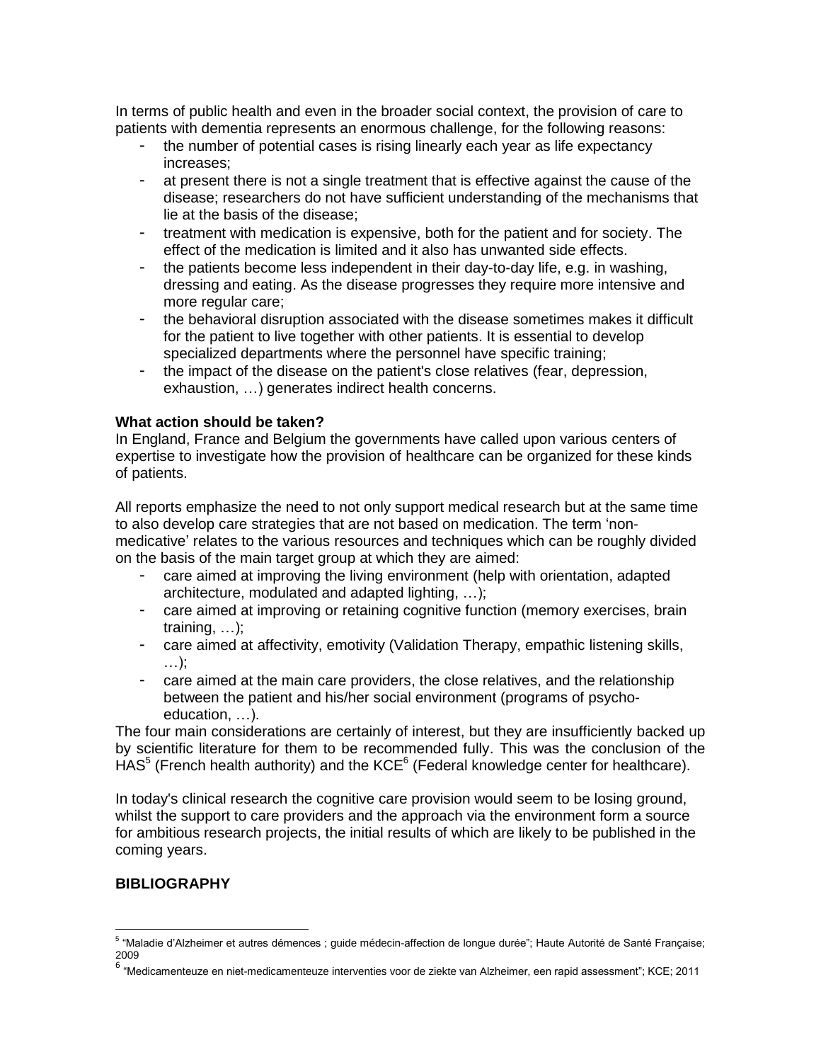In terms of public health and even in the broader social context, the provision of care to patients with dementia represents an enormous challenge, for the following reasons:

- the number of potential cases is rising linearly each year as life expectancy increases;
- at present there is not a single treatment that is effective against the cause of the disease; researchers do not have sufficient understanding of the mechanisms that lie at the basis of the disease;
- treatment with medication is expensive, both for the patient and for society. The effect of the medication is limited and it also has unwanted side effects.
- the patients become less independent in their day-to-day life, e.g. in washing, dressing and eating. As the disease progresses they require more intensive and more regular care;
- the behavioral disruption associated with the disease sometimes makes it difficult for the patient to live together with other patients. It is essential to develop specialized departments where the personnel have specific training;
- the impact of the disease on the patient's close relatives (fear, depression, exhaustion, …) generates indirect health concerns.

**What action should be taken?**

In England, France and Belgium the governments have called upon various centers of expertise to investigate how the provision of healthcare can be organized for these kinds of patients.

All reports emphasize the need to not only support medical research but at the same time to also develop care strategies that are not based on medication. The term 'non-medicative' relates to the various resources and techniques which can be roughly divided on the basis of the main target group at which they are aimed:

- care aimed at improving the living environment (help with orientation, adapted architecture, modulated and adapted lighting, …);
- care aimed at improving or retaining cognitive function (memory exercises, brain training, …);
- care aimed at affectivity, emotivity (Validation Therapy, empathic listening skills, …);
- care aimed at the main care providers, the close relatives, and the relationship between the patient and his/her social environment (programs of psycho-education, …).

The four main considerations are certainly of interest, but they are insufficiently backed up by scientific literature for them to be recommended fully. This was the conclusion of the HAS[5] (French health authority) and the KCE[6] (Federal knowledge center for healthcare).

In today's clinical research the cognitive care provision would seem to be losing ground, whilst the support to care providers and the approach via the environment form a source for ambitious research projects, the initial results of which are likely to be published in the coming years.

## BIBLIOGRAPHY

[5] "Maladie d'Alzheimer et autres démences ; guide médecin-affection de longue durée"; Haute Autorité de Santé Française; 2009

[6] "Medicamenteuze en niet-medicamenteuze interventies voor de ziekte van Alzheimer, een rapid assessment"; KCE; 2011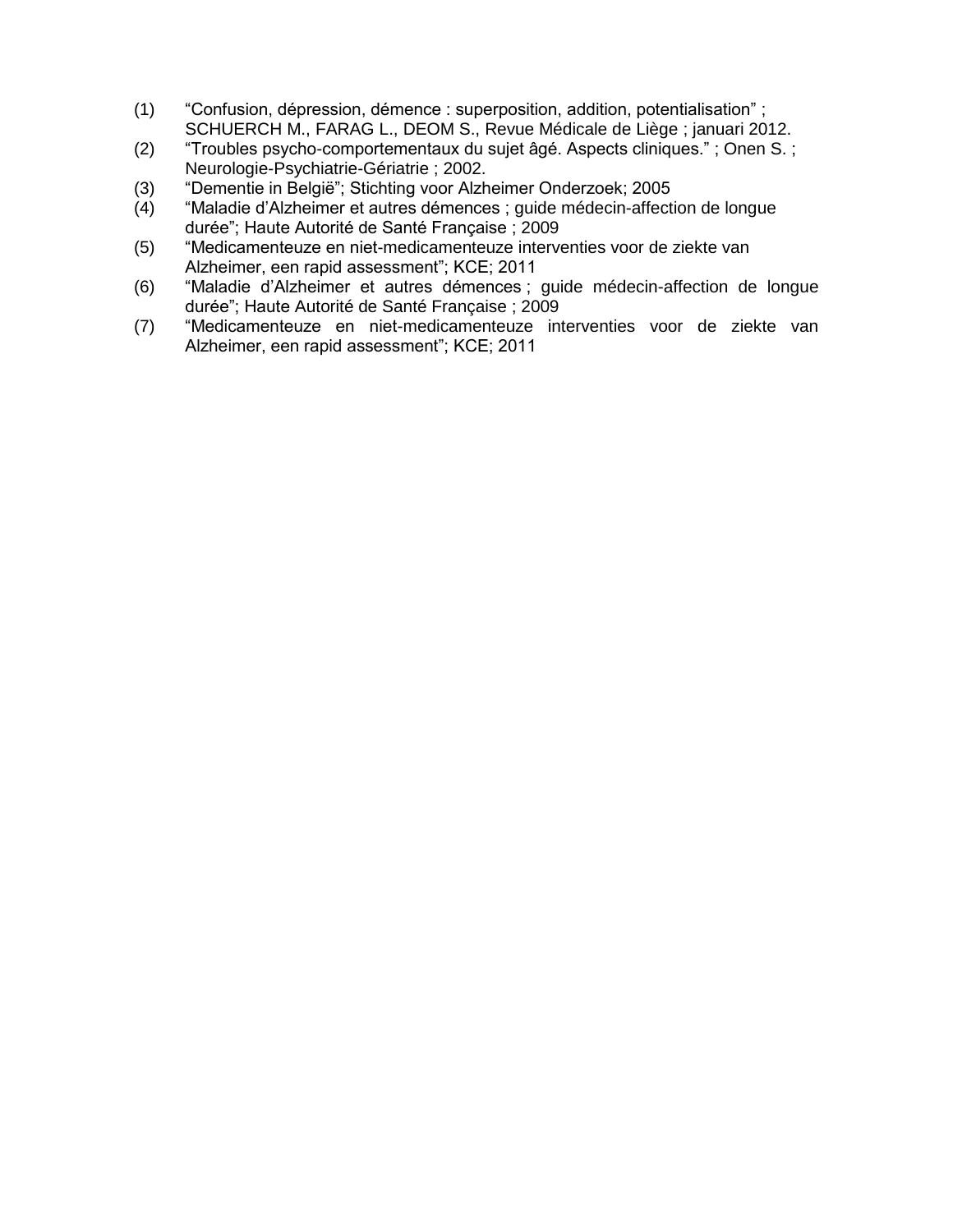(1) "Confusion, dépression, démence : superposition, addition, potentialisation" ; SCHUERCH M., FARAG L., DEOM S., Revue Médicale de Liège ; januari 2012.

(2) "Troubles psycho-comportementaux du sujet âgé. Aspects cliniques." ; Onen S. ; Neurologie-Psychiatrie-Gériatrie ; 2002.

(3) "Dementie in België"; Stichting voor Alzheimer Onderzoek; 2005

(4) "Maladie d'Alzheimer et autres démences ; guide médecin-affection de longue durée"; Haute Autorité de Santé Française ; 2009

(5) "Medicamenteuze en niet-medicamenteuze interventies voor de ziekte van Alzheimer, een rapid assessment"; KCE; 2011

(6) "Maladie d'Alzheimer et autres démences ; guide médecin-affection de longue durée"; Haute Autorité de Santé Française ; 2009

(7) "Medicamenteuze en niet-medicamenteuze interventies voor de ziekte van Alzheimer, een rapid assessment"; KCE; 2011